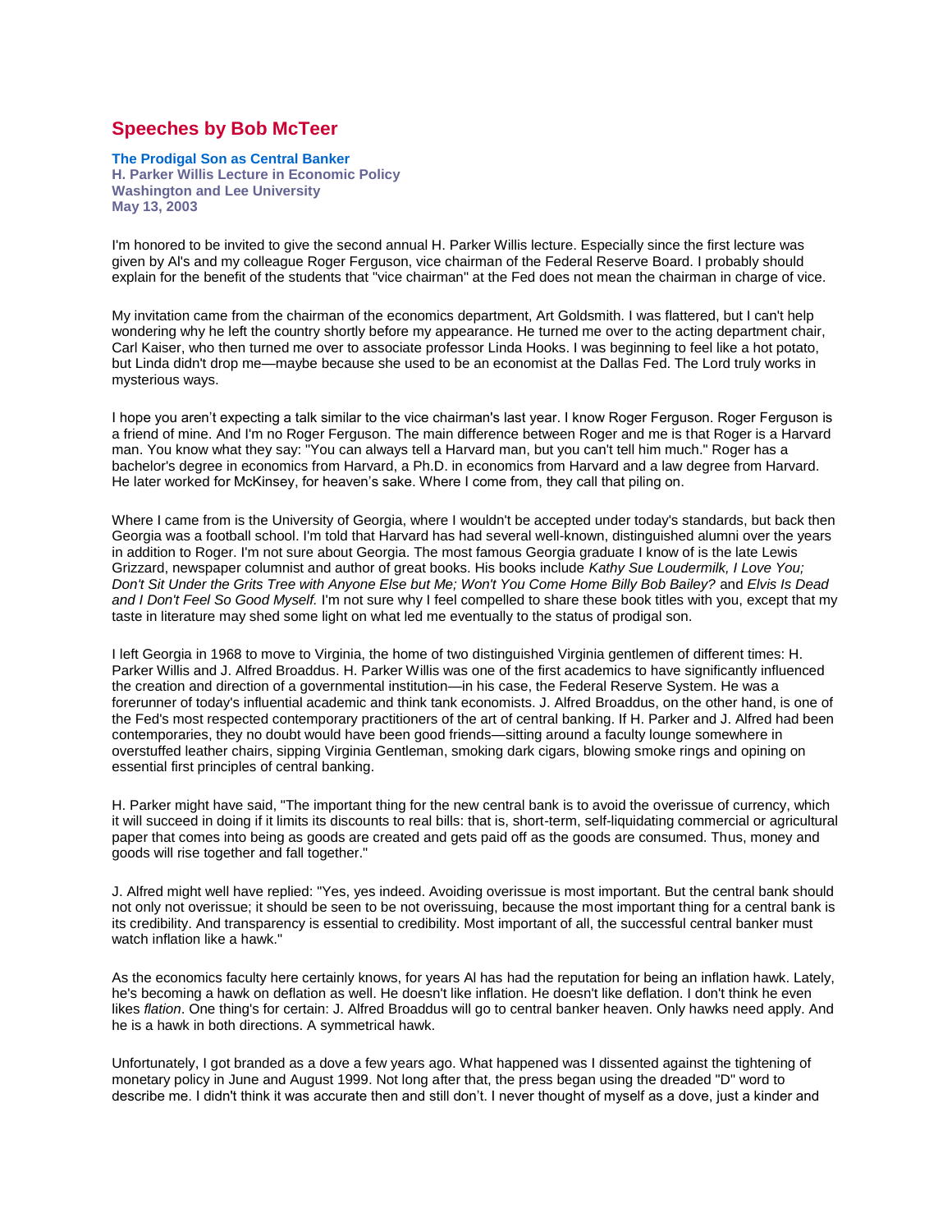# Speeches by Bob McTeer

**The Prodigal Son as Central Banker**
**H. Parker Willis Lecture in Economic Policy**
**Washington and Lee University**
**May 13, 2003**

I'm honored to be invited to give the second annual H. Parker Willis lecture. Especially since the first lecture was given by Al's and my colleague Roger Ferguson, vice chairman of the Federal Reserve Board. I probably should explain for the benefit of the students that "vice chairman" at the Fed does not mean the chairman in charge of vice.

My invitation came from the chairman of the economics department, Art Goldsmith. I was flattered, but I can't help wondering why he left the country shortly before my appearance. He turned me over to the acting department chair, Carl Kaiser, who then turned me over to associate professor Linda Hooks. I was beginning to feel like a hot potato, but Linda didn't drop me—maybe because she used to be an economist at the Dallas Fed. The Lord truly works in mysterious ways.

I hope you aren't expecting a talk similar to the vice chairman's last year. I know Roger Ferguson. Roger Ferguson is a friend of mine. And I'm no Roger Ferguson. The main difference between Roger and me is that Roger is a Harvard man. You know what they say: "You can always tell a Harvard man, but you can't tell him much." Roger has a bachelor's degree in economics from Harvard, a Ph.D. in economics from Harvard and a law degree from Harvard. He later worked for McKinsey, for heaven's sake. Where I come from, they call that piling on.

Where I came from is the University of Georgia, where I wouldn't be accepted under today's standards, but back then Georgia was a football school. I'm told that Harvard has had several well-known, distinguished alumni over the years in addition to Roger. I'm not sure about Georgia. The most famous Georgia graduate I know of is the late Lewis Grizzard, newspaper columnist and author of great books. His books include *Kathy Sue Loudermilk, I Love You; Don't Sit Under the Grits Tree with Anyone Else but Me; Won't You Come Home Billy Bob Bailey?* and *Elvis Is Dead and I Don't Feel So Good Myself.* I'm not sure why I feel compelled to share these book titles with you, except that my taste in literature may shed some light on what led me eventually to the status of prodigal son.

I left Georgia in 1968 to move to Virginia, the home of two distinguished Virginia gentlemen of different times: H. Parker Willis and J. Alfred Broaddus. H. Parker Willis was one of the first academics to have significantly influenced the creation and direction of a governmental institution—in his case, the Federal Reserve System. He was a forerunner of today's influential academic and think tank economists. J. Alfred Broaddus, on the other hand, is one of the Fed's most respected contemporary practitioners of the art of central banking. If H. Parker and J. Alfred had been contemporaries, they no doubt would have been good friends—sitting around a faculty lounge somewhere in overstuffed leather chairs, sipping Virginia Gentleman, smoking dark cigars, blowing smoke rings and opining on essential first principles of central banking.

H. Parker might have said, "The important thing for the new central bank is to avoid the overissue of currency, which it will succeed in doing if it limits its discounts to real bills: that is, short-term, self-liquidating commercial or agricultural paper that comes into being as goods are created and gets paid off as the goods are consumed. Thus, money and goods will rise together and fall together."

J. Alfred might well have replied: "Yes, yes indeed. Avoiding overissue is most important. But the central bank should not only not overissue; it should be seen to be not overissuing, because the most important thing for a central bank is its credibility. And transparency is essential to credibility. Most important of all, the successful central banker must watch inflation like a hawk."

As the economics faculty here certainly knows, for years Al has had the reputation for being an inflation hawk. Lately, he's becoming a hawk on deflation as well. He doesn't like inflation. He doesn't like deflation. I don't think he even likes *flation*. One thing's for certain: J. Alfred Broaddus will go to central banker heaven. Only hawks need apply. And he is a hawk in both directions. A symmetrical hawk.

Unfortunately, I got branded as a dove a few years ago. What happened was I dissented against the tightening of monetary policy in June and August 1999. Not long after that, the press began using the dreaded "D" word to describe me. I didn't think it was accurate then and still don't. I never thought of myself as a dove, just a kinder and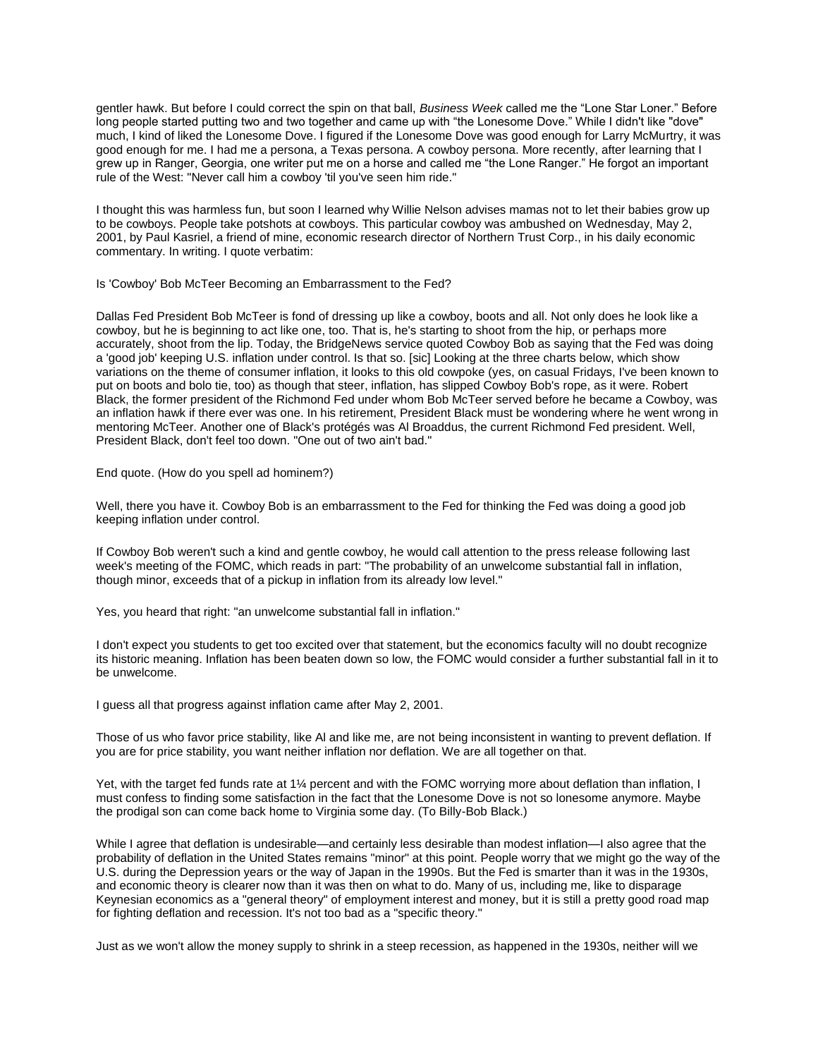gentler hawk. But before I could correct the spin on that ball, *Business Week* called me the "Lone Star Loner." Before long people started putting two and two together and came up with "the Lonesome Dove." While I didn't like "dove" much, I kind of liked the Lonesome Dove. I figured if the Lonesome Dove was good enough for Larry McMurtry, it was good enough for me. I had me a persona, a Texas persona. A cowboy persona. More recently, after learning that I grew up in Ranger, Georgia, one writer put me on a horse and called me "the Lone Ranger." He forgot an important rule of the West: "Never call him a cowboy 'til you've seen him ride."

I thought this was harmless fun, but soon I learned why Willie Nelson advises mamas not to let their babies grow up to be cowboys. People take potshots at cowboys. This particular cowboy was ambushed on Wednesday, May 2, 2001, by Paul Kasriel, a friend of mine, economic research director of Northern Trust Corp., in his daily economic commentary. In writing. I quote verbatim:

Is 'Cowboy' Bob McTeer Becoming an Embarrassment to the Fed?

Dallas Fed President Bob McTeer is fond of dressing up like a cowboy, boots and all. Not only does he look like a cowboy, but he is beginning to act like one, too. That is, he's starting to shoot from the hip, or perhaps more accurately, shoot from the lip. Today, the BridgeNews service quoted Cowboy Bob as saying that the Fed was doing a 'good job' keeping U.S. inflation under control. Is that so. [sic] Looking at the three charts below, which show variations on the theme of consumer inflation, it looks to this old cowpoke (yes, on casual Fridays, I've been known to put on boots and bolo tie, too) as though that steer, inflation, has slipped Cowboy Bob's rope, as it were. Robert Black, the former president of the Richmond Fed under whom Bob McTeer served before he became a Cowboy, was an inflation hawk if there ever was one. In his retirement, President Black must be wondering where he went wrong in mentoring McTeer. Another one of Black's protégés was Al Broaddus, the current Richmond Fed president. Well, President Black, don't feel too down. "One out of two ain't bad."

End quote. (How do you spell ad hominem?)

Well, there you have it. Cowboy Bob is an embarrassment to the Fed for thinking the Fed was doing a good job keeping inflation under control.

If Cowboy Bob weren't such a kind and gentle cowboy, he would call attention to the press release following last week's meeting of the FOMC, which reads in part: "The probability of an unwelcome substantial fall in inflation, though minor, exceeds that of a pickup in inflation from its already low level."

Yes, you heard that right: "an unwelcome substantial fall in inflation."

I don't expect you students to get too excited over that statement, but the economics faculty will no doubt recognize its historic meaning. Inflation has been beaten down so low, the FOMC would consider a further substantial fall in it to be unwelcome.

I guess all that progress against inflation came after May 2, 2001.

Those of us who favor price stability, like Al and like me, are not being inconsistent in wanting to prevent deflation. If you are for price stability, you want neither inflation nor deflation. We are all together on that.

Yet, with the target fed funds rate at 1¼ percent and with the FOMC worrying more about deflation than inflation, I must confess to finding some satisfaction in the fact that the Lonesome Dove is not so lonesome anymore. Maybe the prodigal son can come back home to Virginia some day. (To Billy-Bob Black.)

While I agree that deflation is undesirable—and certainly less desirable than modest inflation—I also agree that the probability of deflation in the United States remains "minor" at this point. People worry that we might go the way of the U.S. during the Depression years or the way of Japan in the 1990s. But the Fed is smarter than it was in the 1930s, and economic theory is clearer now than it was then on what to do. Many of us, including me, like to disparage Keynesian economics as a "general theory" of employment interest and money, but it is still a pretty good road map for fighting deflation and recession. It's not too bad as a "specific theory."

Just as we won't allow the money supply to shrink in a steep recession, as happened in the 1930s, neither will we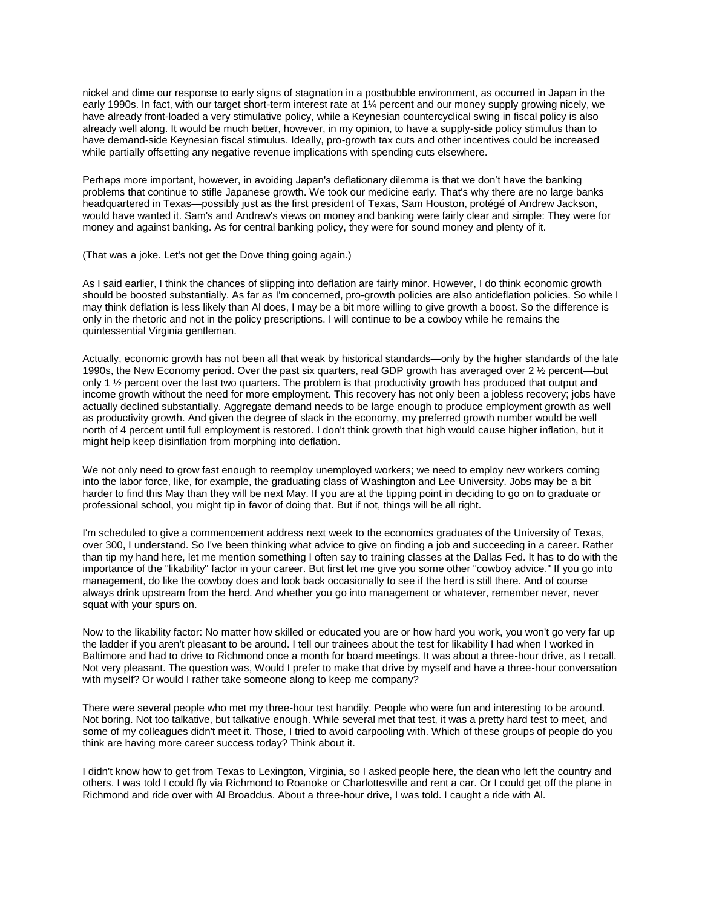nickel and dime our response to early signs of stagnation in a postbubble environment, as occurred in Japan in the early 1990s. In fact, with our target short-term interest rate at 1¼ percent and our money supply growing nicely, we have already front-loaded a very stimulative policy, while a Keynesian countercyclical swing in fiscal policy is also already well along. It would be much better, however, in my opinion, to have a supply-side policy stimulus than to have demand-side Keynesian fiscal stimulus. Ideally, pro-growth tax cuts and other incentives could be increased while partially offsetting any negative revenue implications with spending cuts elsewhere.

Perhaps more important, however, in avoiding Japan's deflationary dilemma is that we don't have the banking problems that continue to stifle Japanese growth. We took our medicine early. That's why there are no large banks headquartered in Texas—possibly just as the first president of Texas, Sam Houston, protégé of Andrew Jackson, would have wanted it. Sam's and Andrew's views on money and banking were fairly clear and simple: They were for money and against banking. As for central banking policy, they were for sound money and plenty of it.

(That was a joke. Let's not get the Dove thing going again.)

As I said earlier, I think the chances of slipping into deflation are fairly minor. However, I do think economic growth should be boosted substantially. As far as I'm concerned, pro-growth policies are also antideflation policies. So while I may think deflation is less likely than Al does, I may be a bit more willing to give growth a boost. So the difference is only in the rhetoric and not in the policy prescriptions. I will continue to be a cowboy while he remains the quintessential Virginia gentleman.

Actually, economic growth has not been all that weak by historical standards—only by the higher standards of the late 1990s, the New Economy period. Over the past six quarters, real GDP growth has averaged over 2 ½ percent—but only 1 ½ percent over the last two quarters. The problem is that productivity growth has produced that output and income growth without the need for more employment. This recovery has not only been a jobless recovery; jobs have actually declined substantially. Aggregate demand needs to be large enough to produce employment growth as well as productivity growth. And given the degree of slack in the economy, my preferred growth number would be well north of 4 percent until full employment is restored. I don't think growth that high would cause higher inflation, but it might help keep disinflation from morphing into deflation.

We not only need to grow fast enough to reemploy unemployed workers; we need to employ new workers coming into the labor force, like, for example, the graduating class of Washington and Lee University. Jobs may be a bit harder to find this May than they will be next May. If you are at the tipping point in deciding to go on to graduate or professional school, you might tip in favor of doing that. But if not, things will be all right.

I'm scheduled to give a commencement address next week to the economics graduates of the University of Texas, over 300, I understand. So I've been thinking what advice to give on finding a job and succeeding in a career. Rather than tip my hand here, let me mention something I often say to training classes at the Dallas Fed. It has to do with the importance of the "likability" factor in your career. But first let me give you some other "cowboy advice." If you go into management, do like the cowboy does and look back occasionally to see if the herd is still there. And of course always drink upstream from the herd. And whether you go into management or whatever, remember never, never squat with your spurs on.

Now to the likability factor: No matter how skilled or educated you are or how hard you work, you won't go very far up the ladder if you aren't pleasant to be around. I tell our trainees about the test for likability I had when I worked in Baltimore and had to drive to Richmond once a month for board meetings. It was about a three-hour drive, as I recall. Not very pleasant. The question was, Would I prefer to make that drive by myself and have a three-hour conversation with myself? Or would I rather take someone along to keep me company?

There were several people who met my three-hour test handily. People who were fun and interesting to be around. Not boring. Not too talkative, but talkative enough. While several met that test, it was a pretty hard test to meet, and some of my colleagues didn't meet it. Those, I tried to avoid carpooling with. Which of these groups of people do you think are having more career success today? Think about it.

I didn't know how to get from Texas to Lexington, Virginia, so I asked people here, the dean who left the country and others. I was told I could fly via Richmond to Roanoke or Charlottesville and rent a car. Or I could get off the plane in Richmond and ride over with Al Broaddus. About a three-hour drive, I was told. I caught a ride with Al.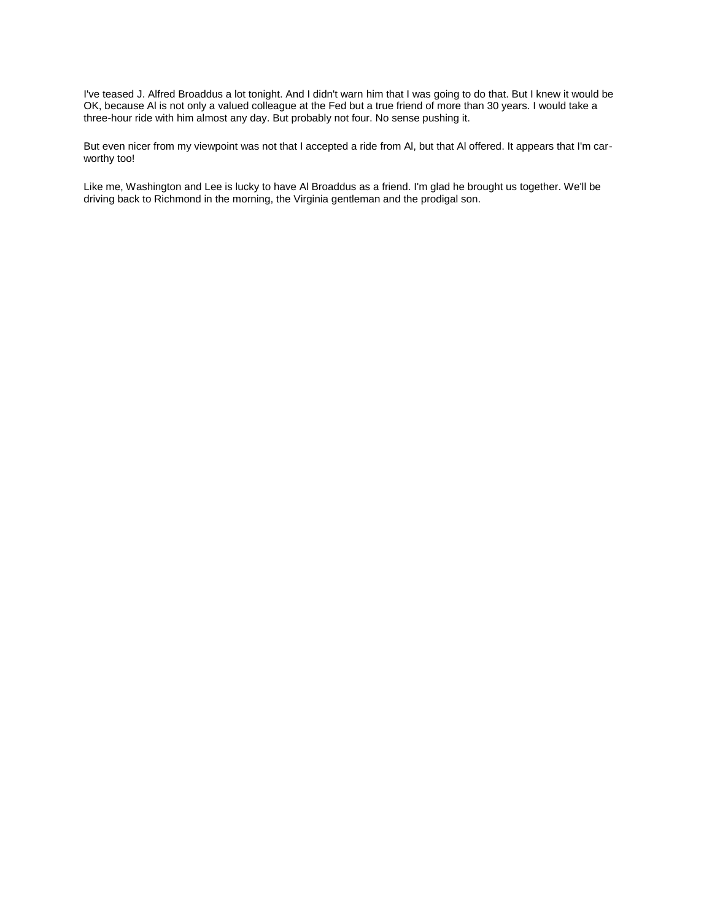I've teased J. Alfred Broaddus a lot tonight. And I didn't warn him that I was going to do that. But I knew it would be OK, because Al is not only a valued colleague at the Fed but a true friend of more than 30 years. I would take a three-hour ride with him almost any day. But probably not four. No sense pushing it.

But even nicer from my viewpoint was not that I accepted a ride from Al, but that Al offered. It appears that I'm car-worthy too!

Like me, Washington and Lee is lucky to have Al Broaddus as a friend. I'm glad he brought us together. We'll be driving back to Richmond in the morning, the Virginia gentleman and the prodigal son.